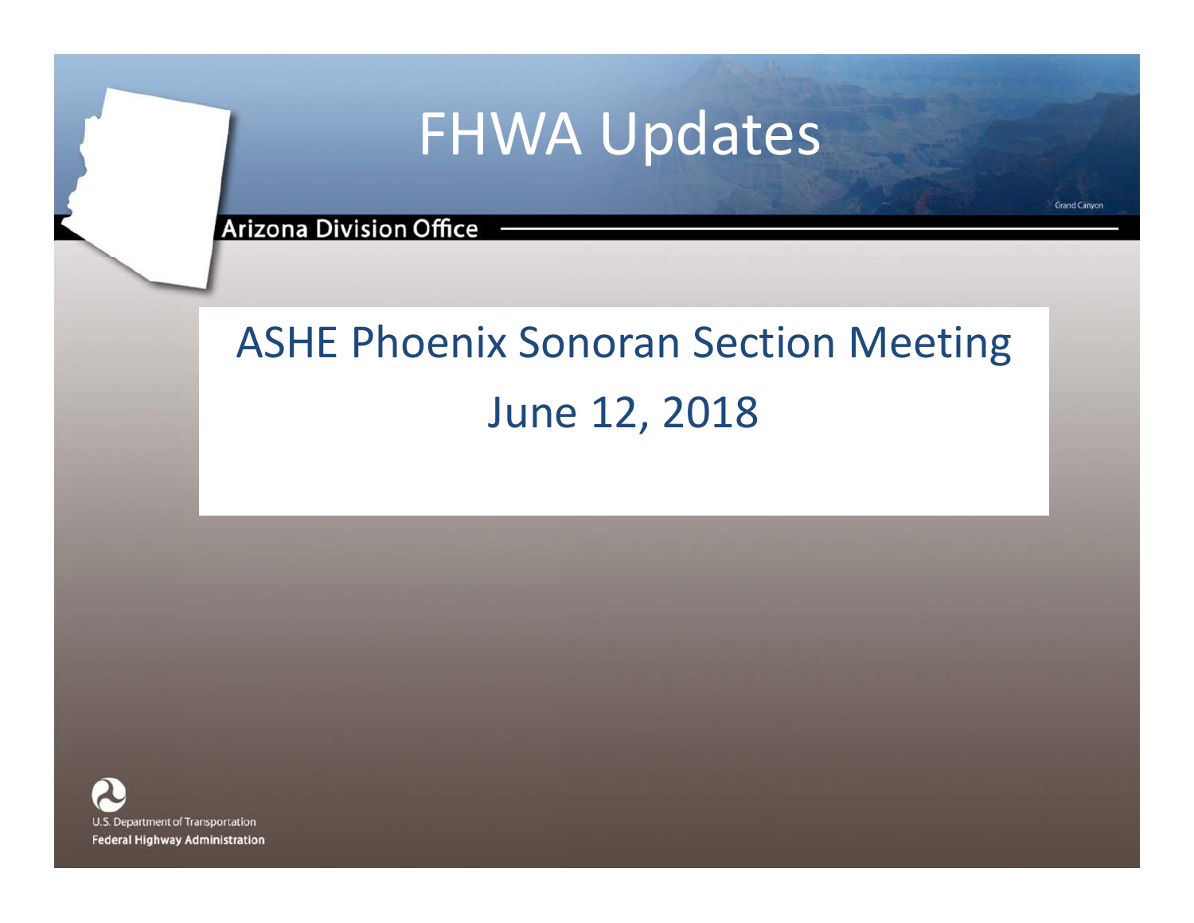# FHWA Updates

Arizona Division Office

## ASHE Phoenix Sonoran Section Meeting

June 12, 2018

U.S. Department of Transportation
Federal Highway Administration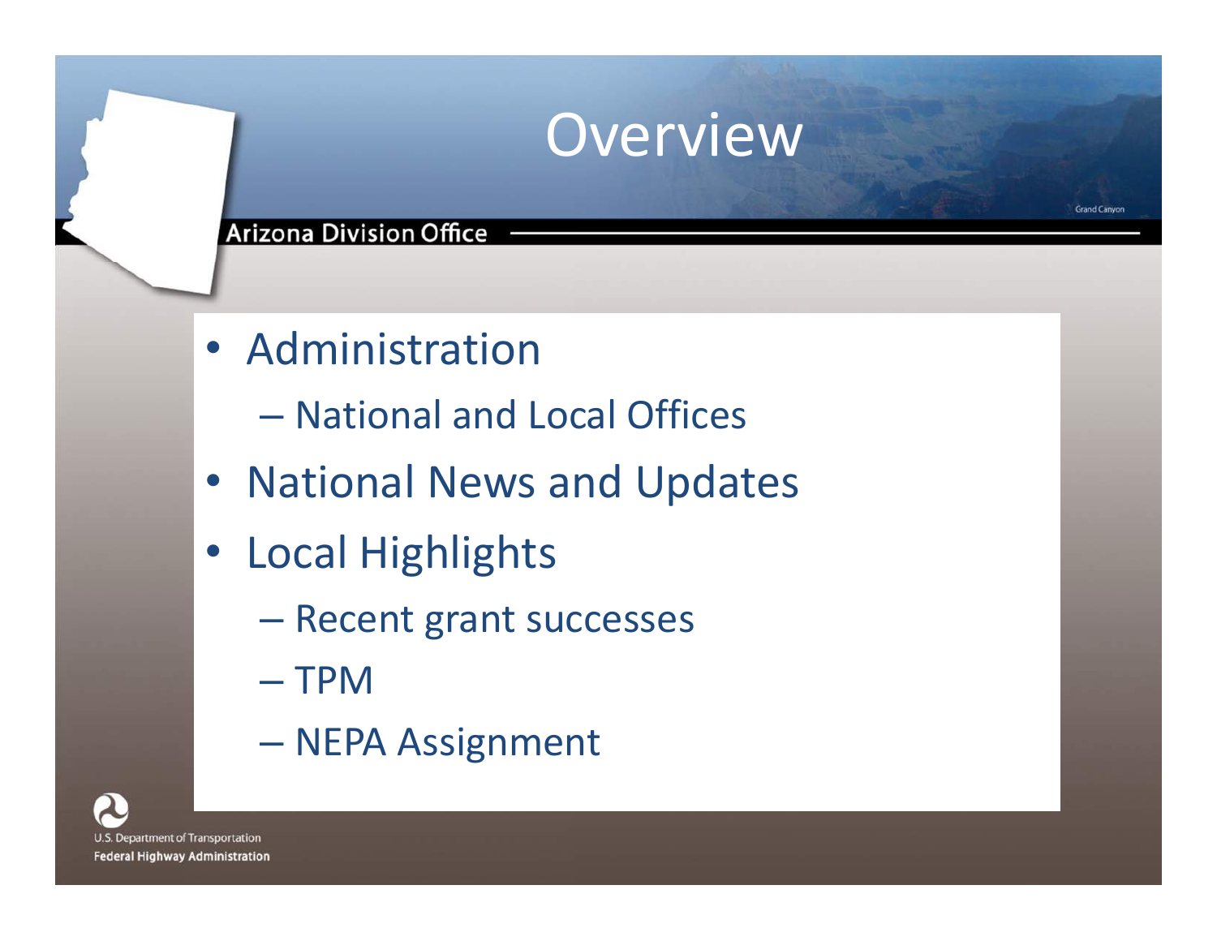# Overview

Arizona Division Office

- Administration
  - National and Local Offices
- National News and Updates
- Local Highlights
  - Recent grant successes
  - TPM
  - NEPA Assignment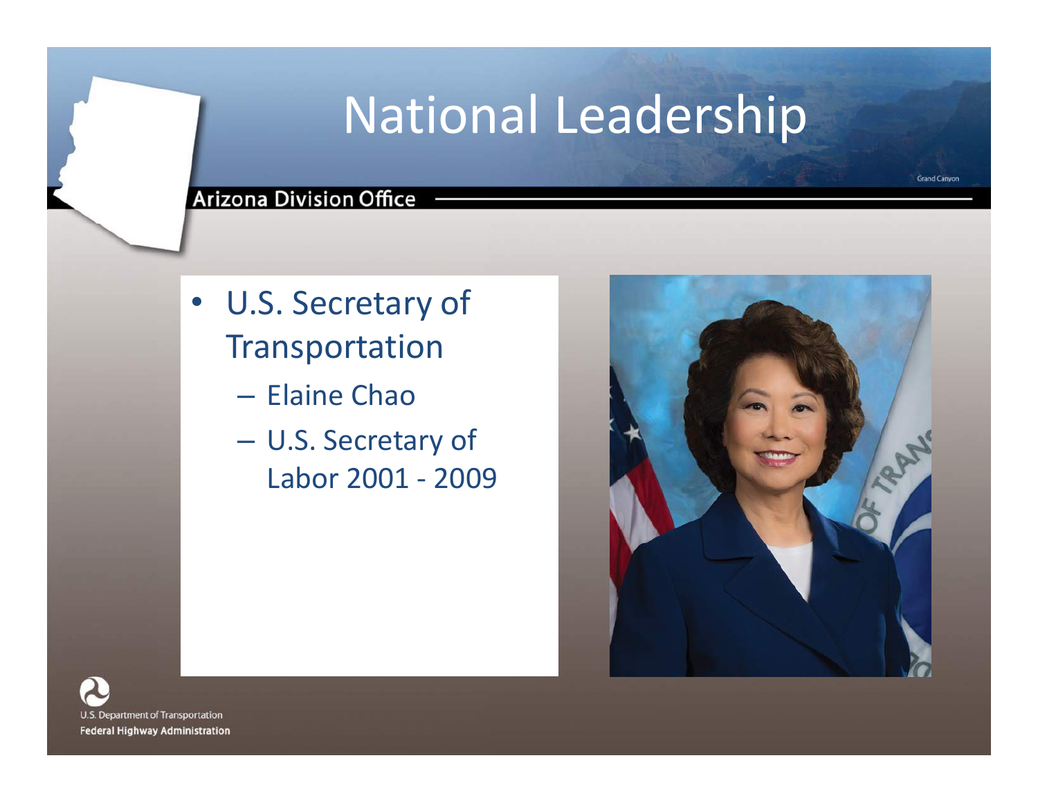# National Leadership

Arizona Division Office

- U.S. Secretary of Transportation
  - Elaine Chao
  - U.S. Secretary of Labor 2001 - 2009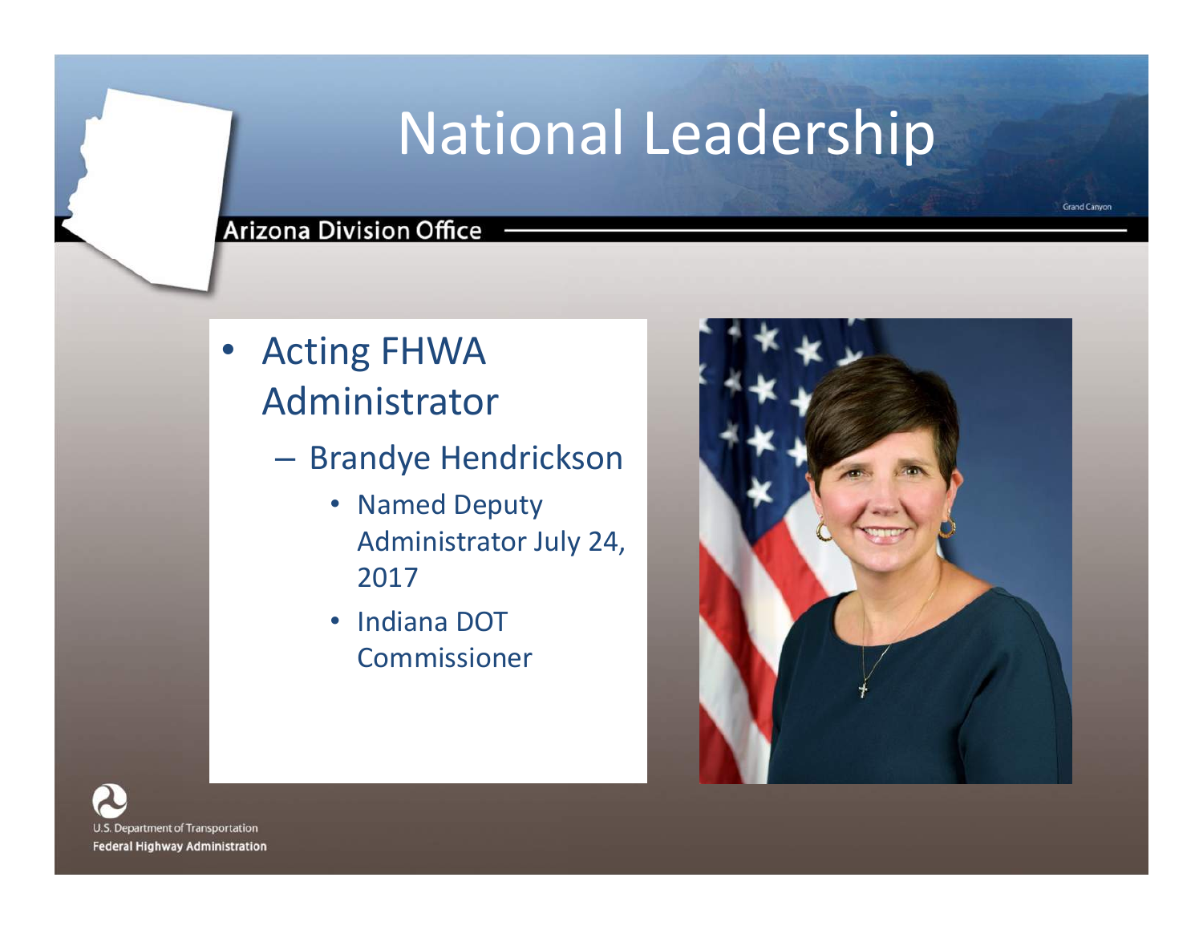# National Leadership

Arizona Division Office

- Acting FHWA Administrator
  - Brandye Hendrickson
    - Named Deputy Administrator July 24, 2017
    - Indiana DOT Commissioner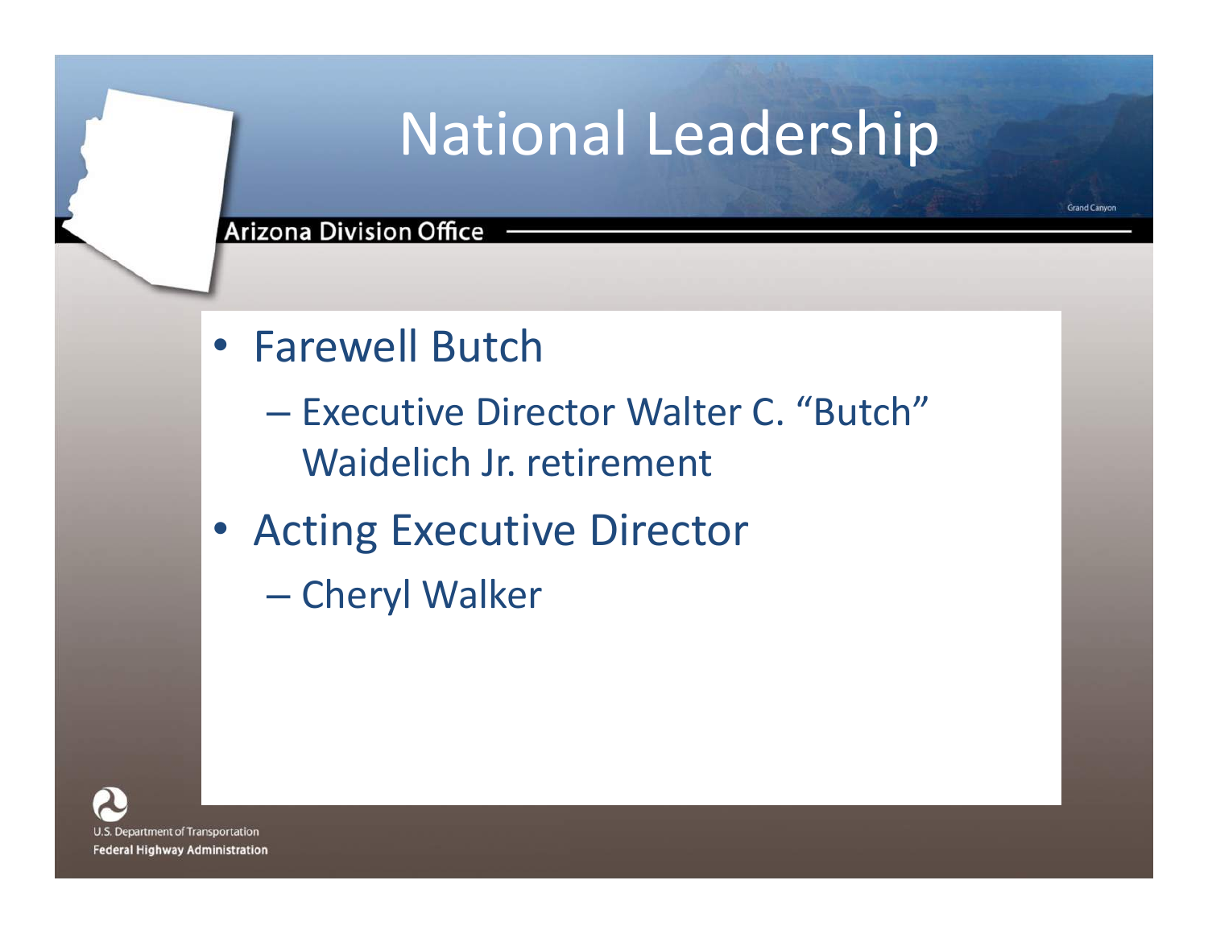# National Leadership

- Farewell Butch
  - Executive Director Walter C. "Butch" Waidelich Jr. retirement
- Acting Executive Director
  - Cheryl Walker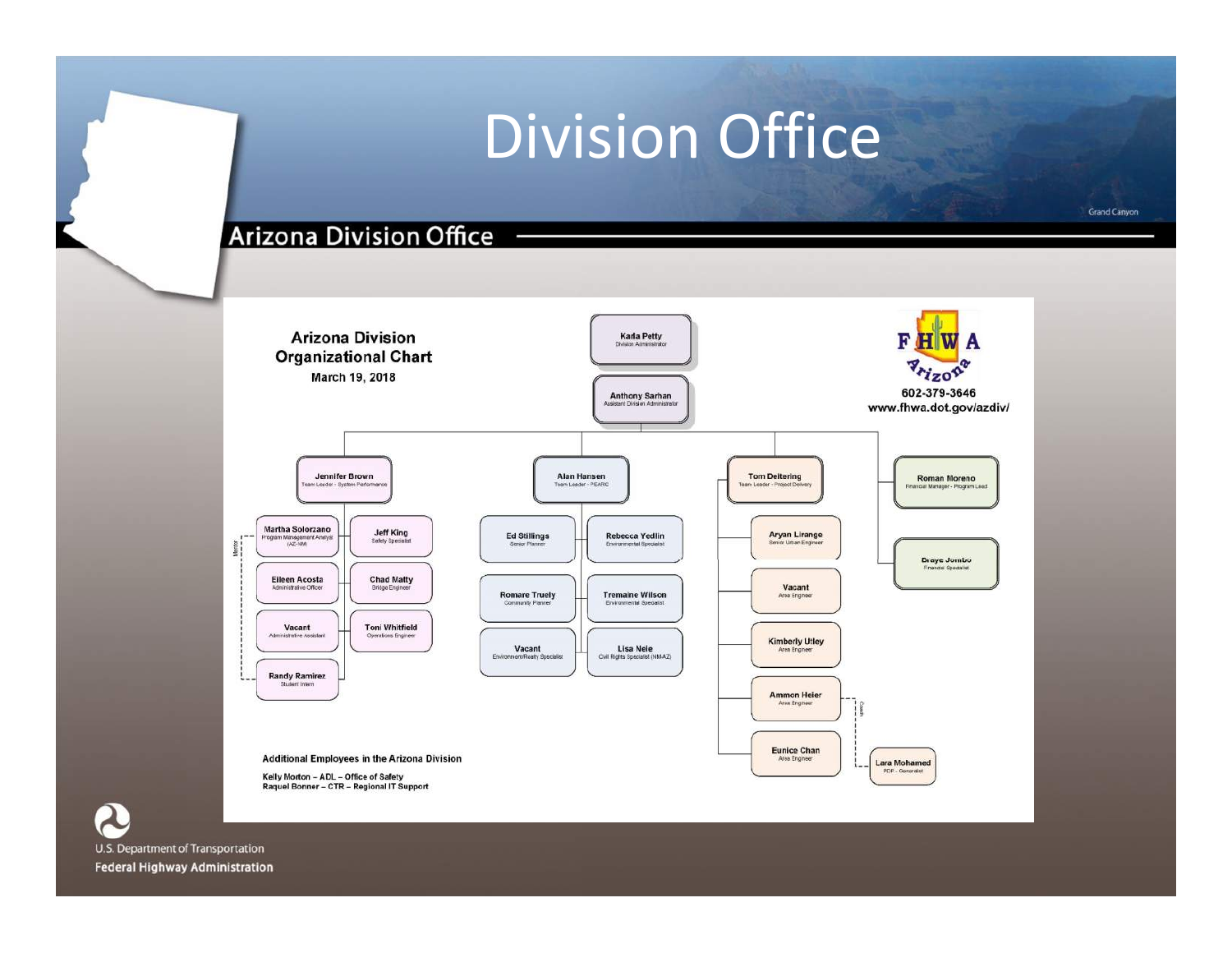# Division Office

## Arizona Division Office

### Arizona Division Organizational Chart

March 19, 2018

602-379-3646
www.fhwa.dot.gov/azdiv/

**Karla Petty** – Division Administrator

**Anthony Sarhan** – Assistant Division Administrator

**Jennifer Brown** – Team Leader - System Performance
- Martha Solorzano – Program Management Analyst (AZ-NM)
- Jeff King – Safety Specialist
- Eileen Acosta – Administrative Officer
- Chad Matty – Bridge Engineer
- Vacant – Administrative Assistant
- Toni Whitfield – Operations Engineer
- Randy Ramirez – Student Intern

**Alan Hansen** – Team Leader - PEARC
- Ed Stillings – Senior Planner
- Rebecca Yedlin – Environmental Specialist
- Romare Truely – Community Planner
- Tremaine Wilson – Environmental Specialist
- Vacant – Environment/Realty Specialist
- Lisa Nele – Civil Rights Specialist (NM/AZ)

**Tom Deitering** – Team Leader - Project Delivery
- Aryan Lirange – Senior Urban Engineer
- Vacant – Area Engineer
- Kimberly Utley – Area Engineer
- Ammon Heier – Area Engineer
- Eunice Chan – Area Engineer
- Lara Mohamed – PDP - Generalist

**Roman Moreno** – Financial Manager - Program Lead

**Braye Jumbo** – Financial Specialist

**Additional Employees in the Arizona Division**

Kelly Morton – ADL – Office of Safety
Raquel Bonner – CTR – Regional IT Support

U.S. Department of Transportation
Federal Highway Administration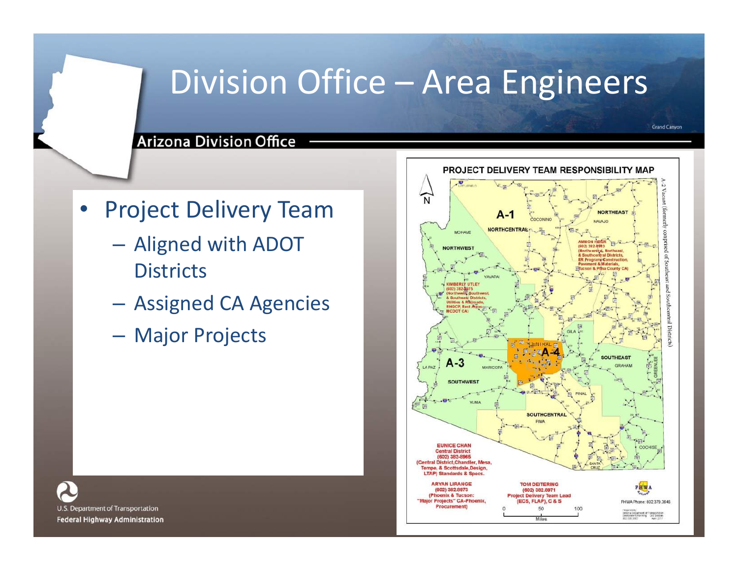# Division Office – Area Engineers

Arizona Division Office

- Project Delivery Team
  - Aligned with ADOT Districts
  - Assigned CA Agencies
  - Major Projects

PROJECT DELIVERY TEAM RESPONSIBILITY MAP

A-1

A-2 Vacant (formerly comprised of Southeast and Southcentral Districts)

A-3

A-4

AMMON HEIER
(602) 382-8983
(Northcentral, Northeast, & Southcentral Districts, ER Program Construction, Pavement & Materials, Tucson & Pima County CA)

KIMBERLY UTLEY
(602) 382-8975
(Northwest, Southwest, & Southeast Districts, Utilities & Railroads, RHGCP, Rest Areas, NCDOT CA)

EUNICE CHAN
Central District
(602) 382-8965
(Central District, Chandler, Mesa, Tempe, & Scottsdale, Design, LTAP) Standards & Specs.

ARYAN LIRANGE
(602) 382-8973
(Phoenix & Tucson: "Major Projects" CA-Phoenix, Procurement)

TOM DEITERING
(602) 382-8971
Project Delivery Team Lead
(ECS, FLAP), C & S

FHWA Phone: 602.379.3646

U.S. Department of Transportation
Federal Highway Administration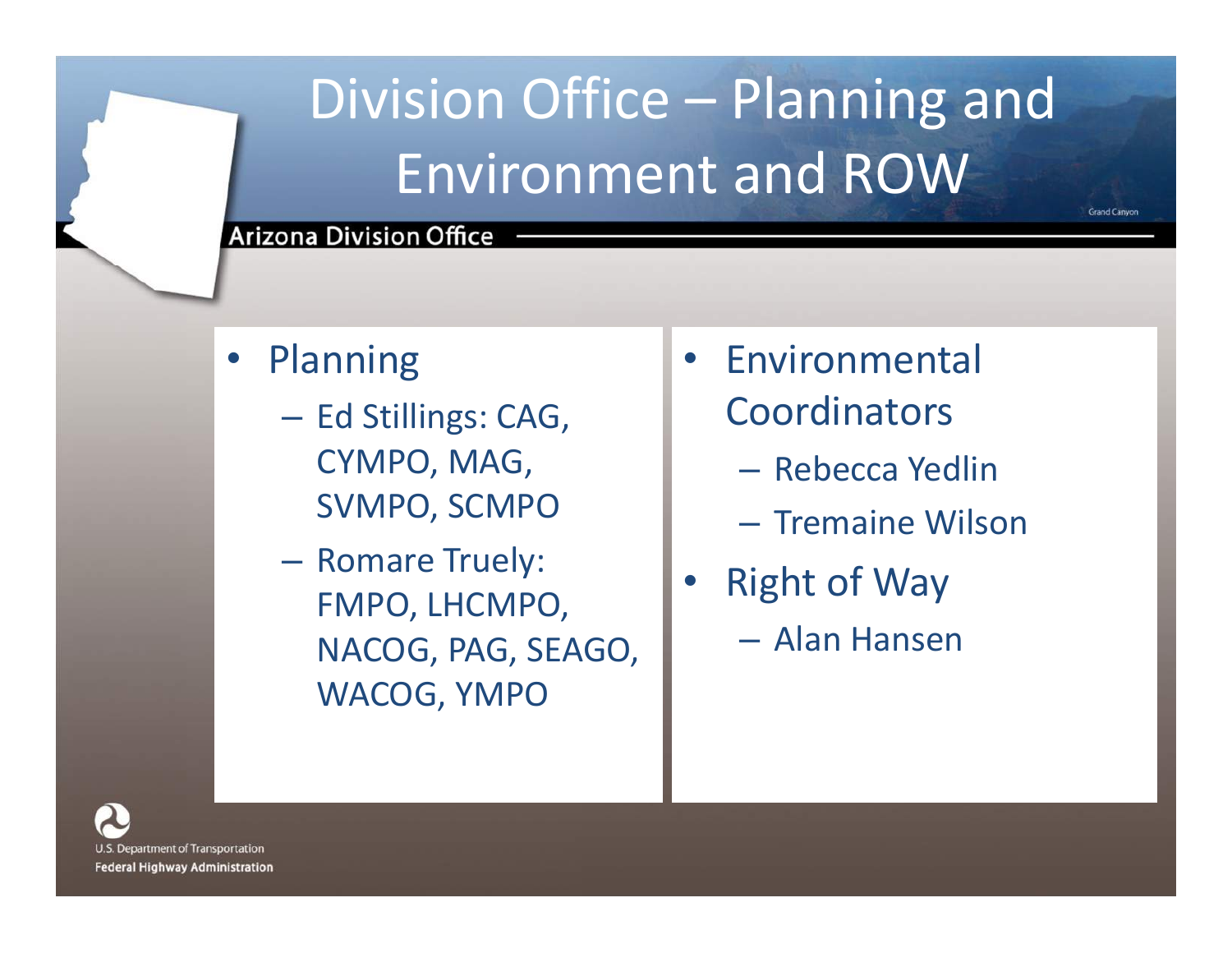# Division Office – Planning and Environment and ROW

Arizona Division Office

- Planning
  - Ed Stillings: CAG, CYMPO, MAG, SVMPO, SCMPO
  - Romare Truely: FMPO, LHCMPO, NACOG, PAG, SEAGO, WACOG, YMPO
- Environmental Coordinators
  - Rebecca Yedlin
  - Tremaine Wilson
- Right of Way
  - Alan Hansen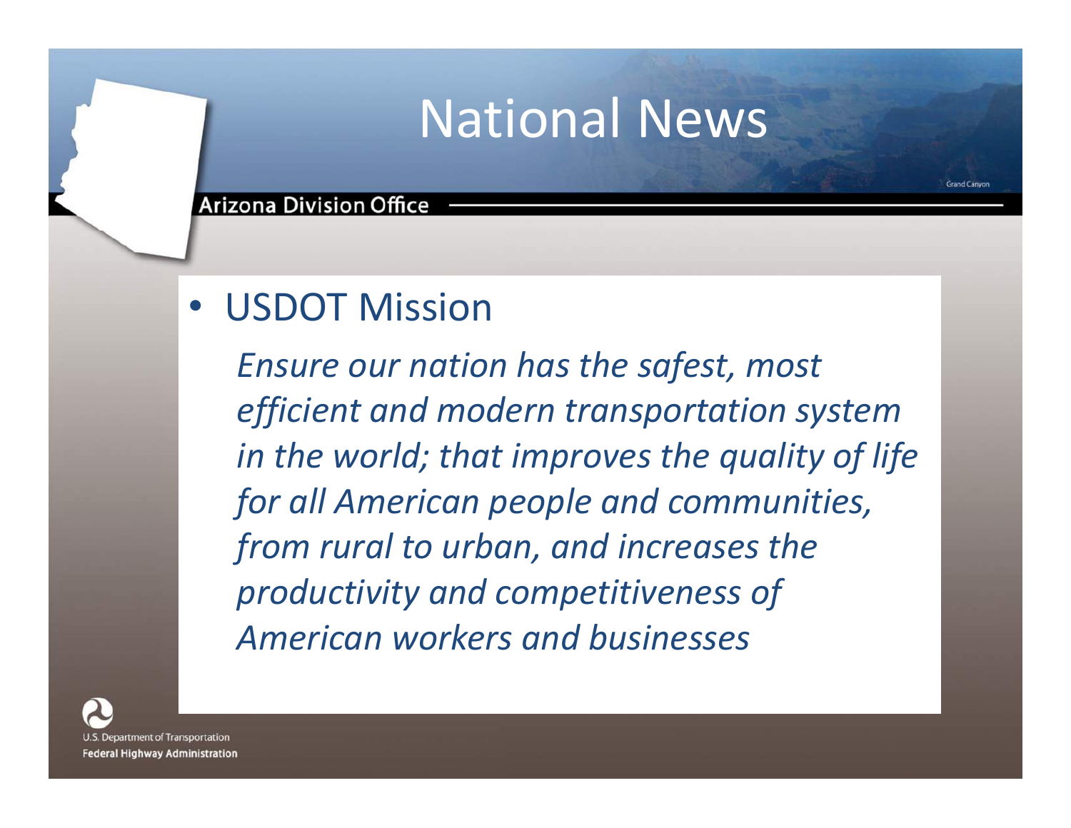# National News

- USDOT Mission

  *Ensure our nation has the safest, most efficient and modern transportation system in the world; that improves the quality of life for all American people and communities, from rural to urban, and increases the productivity and competitiveness of American workers and businesses*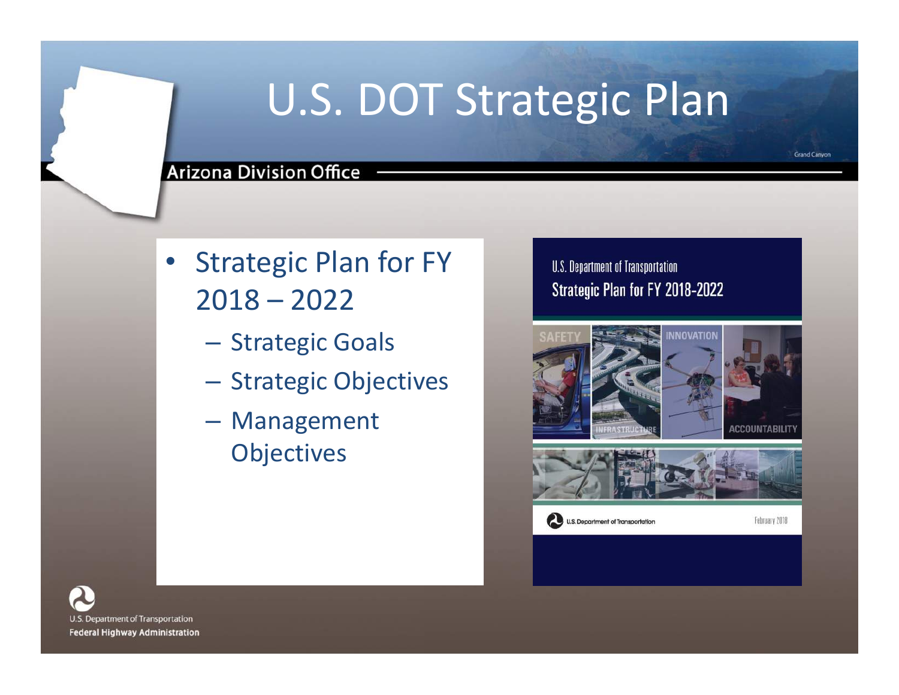# U.S. DOT Strategic Plan

Arizona Division Office

- Strategic Plan for FY 2018 – 2022
  - Strategic Goals
  - Strategic Objectives
  - Management Objectives

U.S. Department of Transportation
Strategic Plan for FY 2018-2022

SAFETY
INFRASTRUCTURE
INNOVATION
ACCOUNTABILITY

U.S. Department of Transportation
February 2018

U.S. Department of Transportation
Federal Highway Administration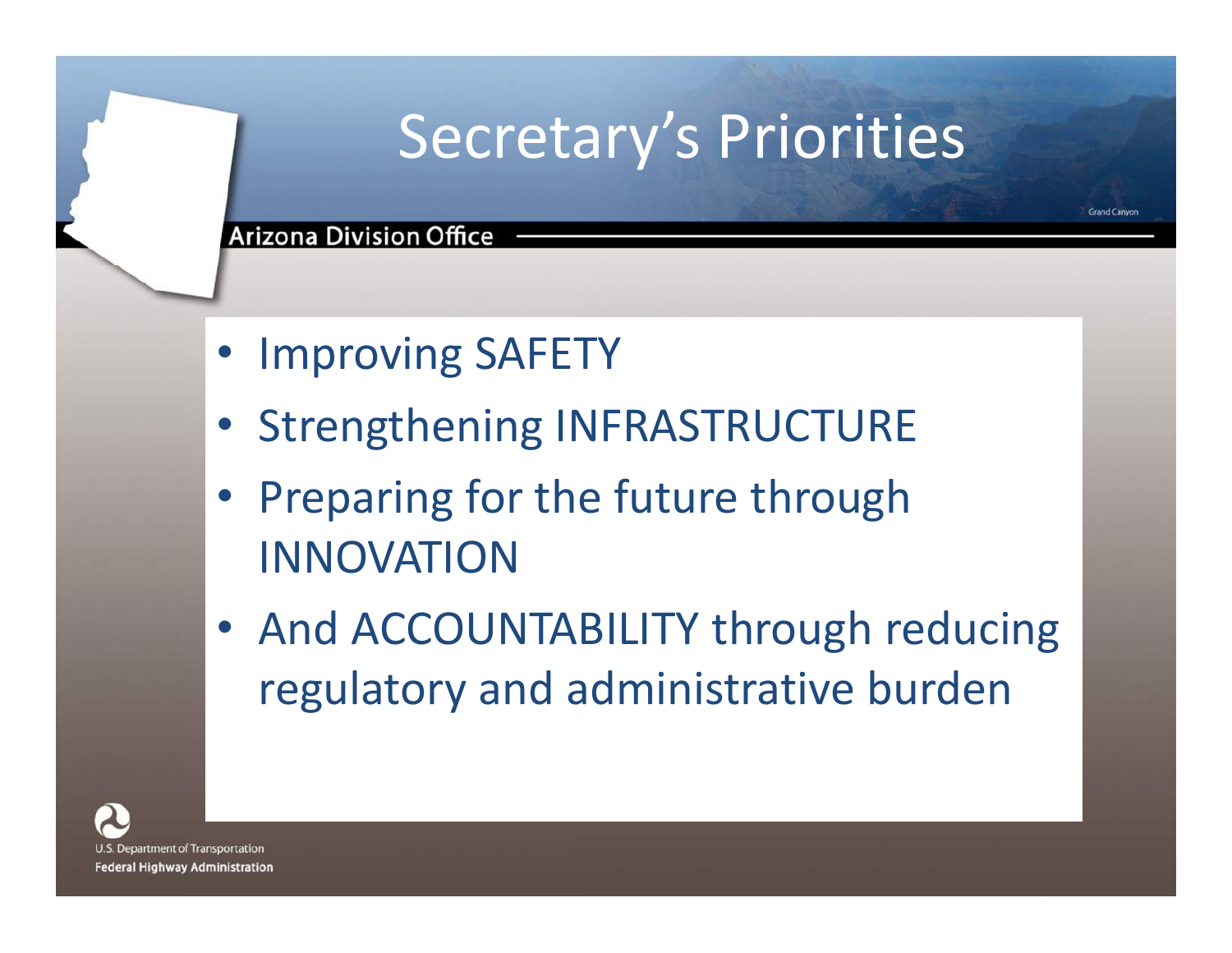# Secretary's Priorities

Arizona Division Office

- Improving SAFETY
- Strengthening INFRASTRUCTURE
- Preparing for the future through INNOVATION
- And ACCOUNTABILITY through reducing regulatory and administrative burden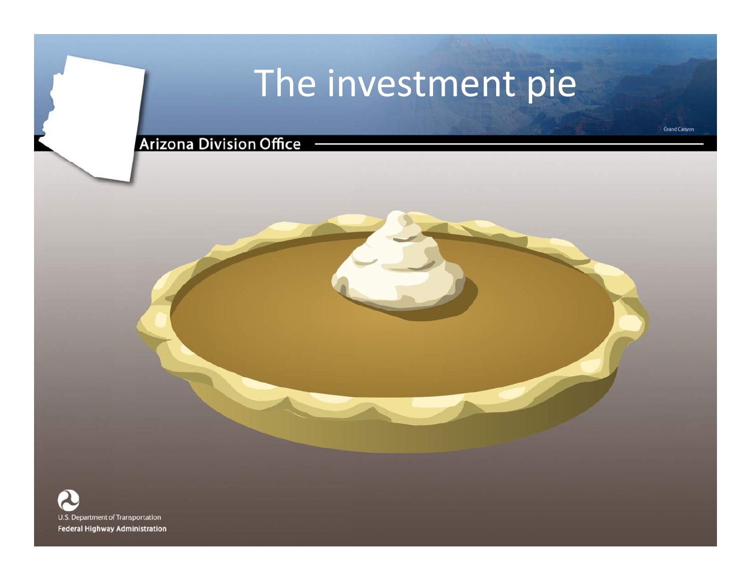# The investment pie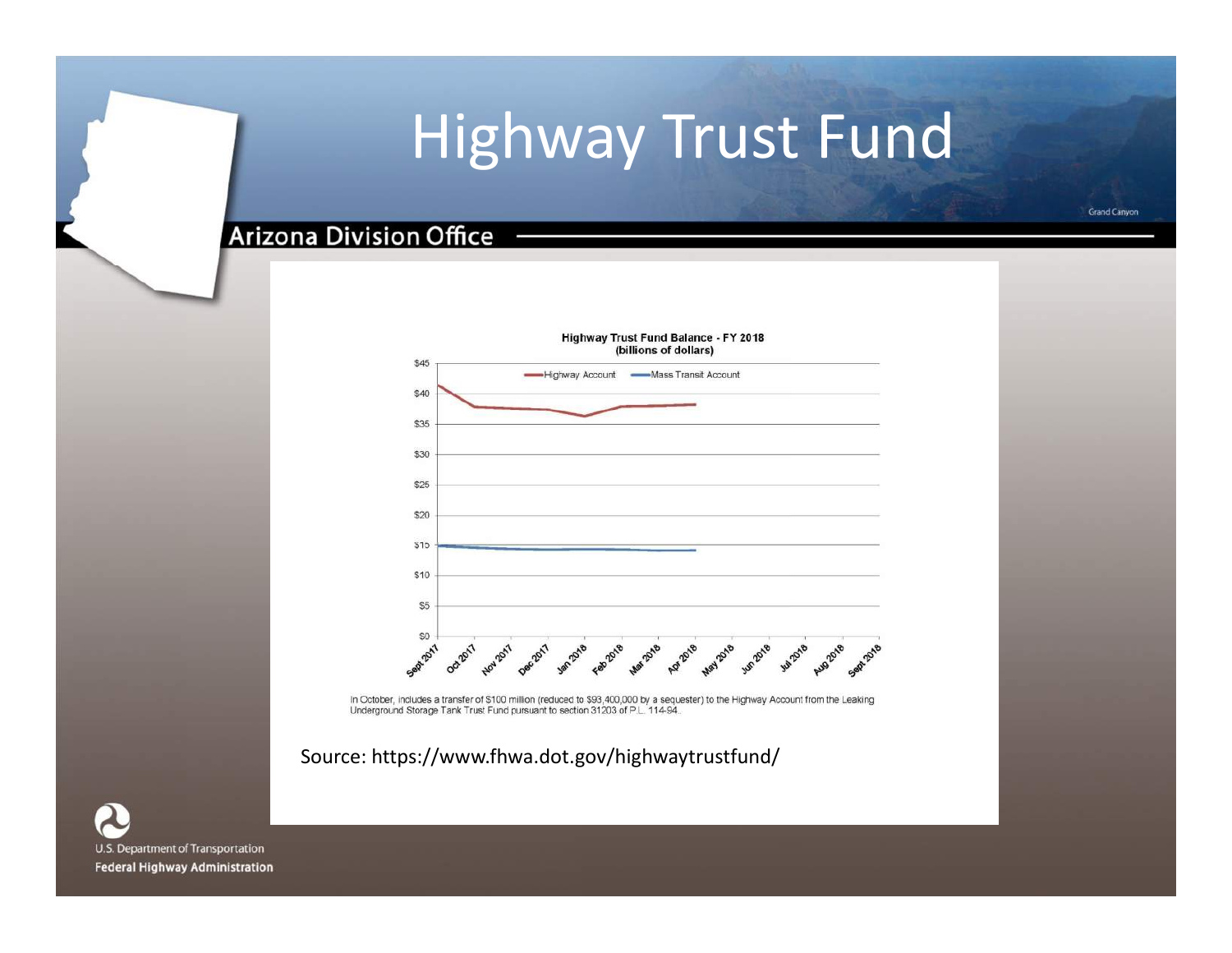# Highway Trust Fund

## Arizona Division Office

**Highway Trust Fund Balance - FY 2018**
**(billions of dollars)**

In October, includes a transfer of $100 million (reduced to $93,400,000 by a sequester) to the Highway Account from the Leaking Underground Storage Tank Trust Fund pursuant to section 31203 of P.L. 114-94.

Source: https://www.fhwa.dot.gov/highwaytrustfund/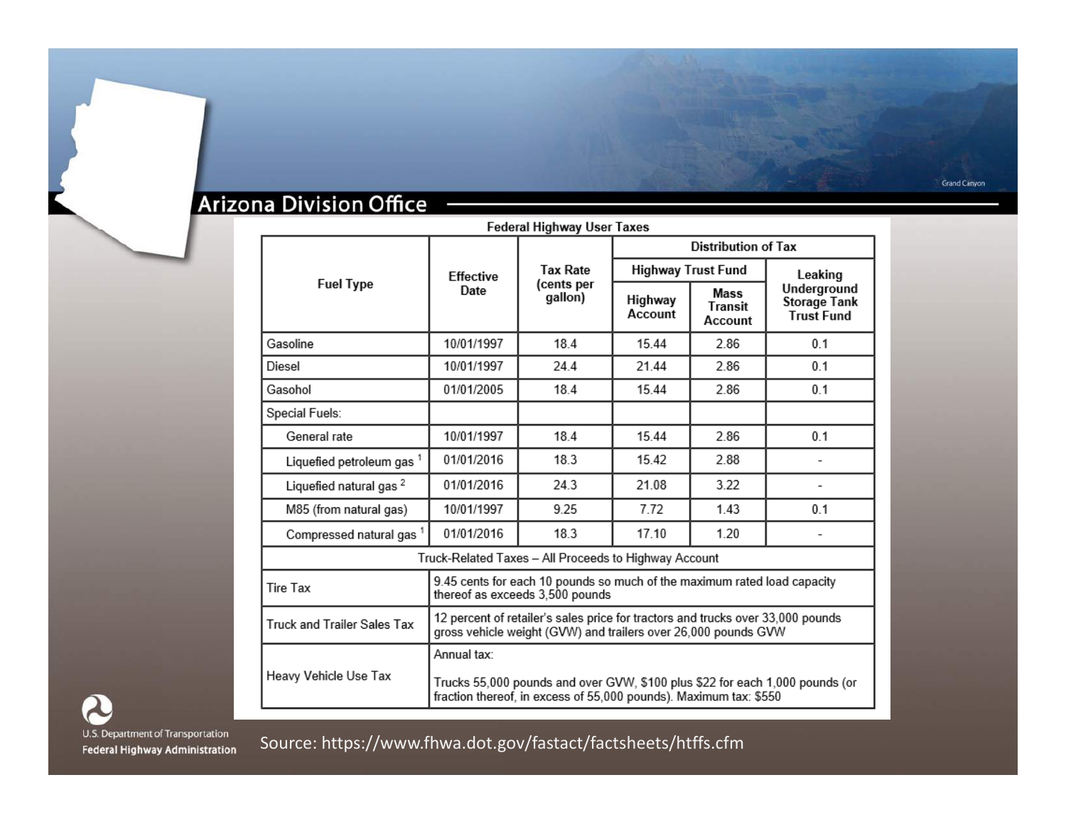## Arizona Division Office

**Federal Highway User Taxes**

| Fuel Type | Effective Date | Tax Rate (cents per gallon) | Distribution of Tax | | |
|---|---|---|---|---|---|
| | | | Highway Trust Fund | | Leaking Underground Storage Tank Trust Fund |
| | | | Highway Account | Mass Transit Account | |
| Gasoline | 10/01/1997 | 18.4 | 15.44 | 2.86 | 0.1 |
| Diesel | 10/01/1997 | 24.4 | 21.44 | 2.86 | 0.1 |
| Gasohol | 01/01/2005 | 18.4 | 15.44 | 2.86 | 0.1 |
| Special Fuels: | | | | | |
| General rate | 10/01/1997 | 18.4 | 15.44 | 2.86 | 0.1 |
| Liquefied petroleum gas [1] | 01/01/2016 | 18.3 | 15.42 | 2.88 | - |
| Liquefied natural gas [2] | 01/01/2016 | 24.3 | 21.08 | 3.22 | - |
| M85 (from natural gas) | 10/01/1997 | 9.25 | 7.72 | 1.43 | 0.1 |
| Compressed natural gas [1] | 01/01/2016 | 18.3 | 17.10 | 1.20 | - |
| Truck-Related Taxes – All Proceeds to Highway Account | | | | | |
| Tire Tax | 9.45 cents for each 10 pounds so much of the maximum rated load capacity thereof as exceeds 3,500 pounds | | | | |
| Truck and Trailer Sales Tax | 12 percent of retailer's sales price for tractors and trucks over 33,000 pounds gross vehicle weight (GVW) and trailers over 26,000 pounds GVW | | | | |
| Heavy Vehicle Use Tax | Annual tax: Trucks 55,000 pounds and over GVW, $100 plus $22 for each 1,000 pounds (or fraction thereof, in excess of 55,000 pounds). Maximum tax: $550 | | | | |

Source: https://www.fhwa.dot.gov/fastact/factsheets/htffs.cfm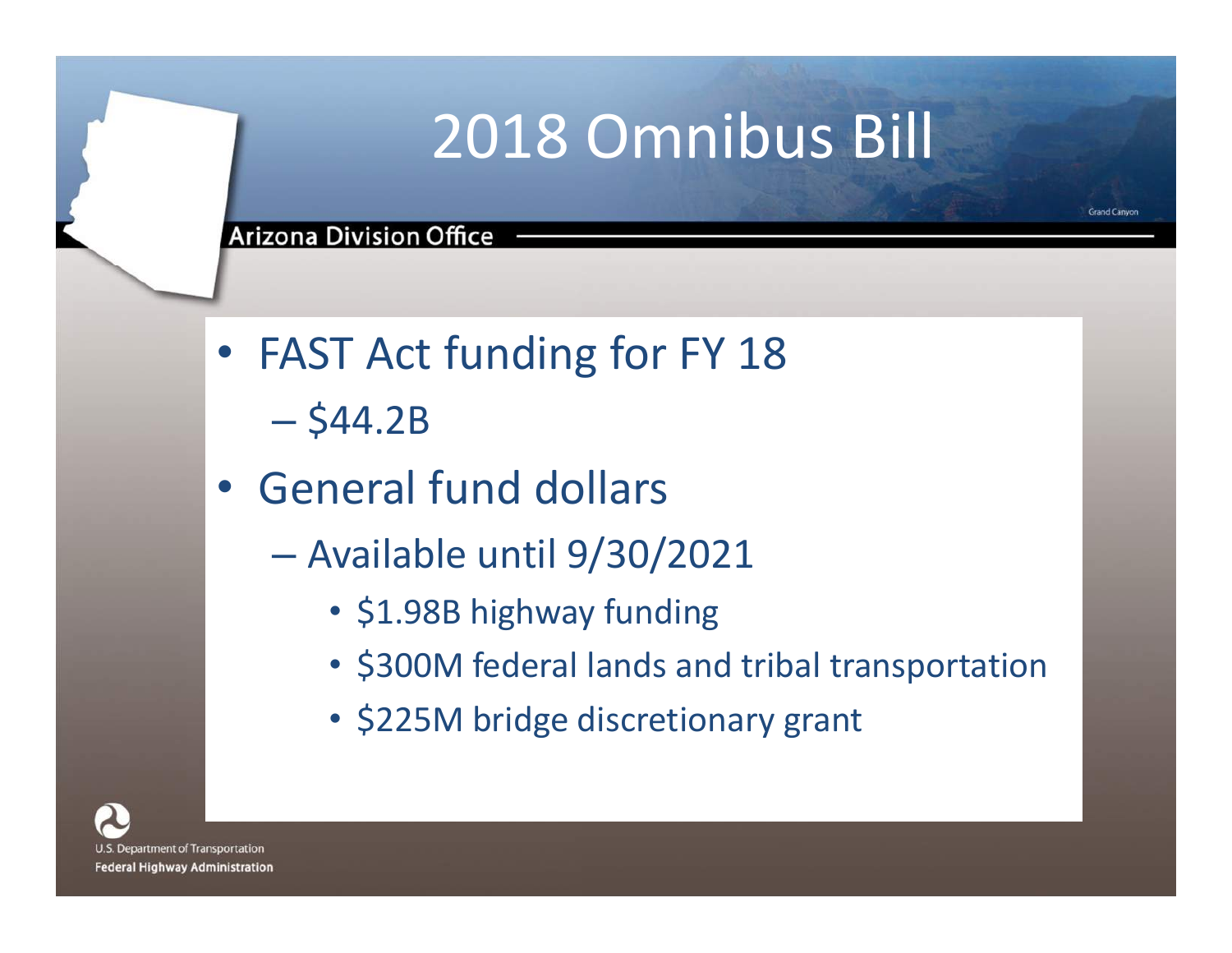# 2018 Omnibus Bill

- FAST Act funding for FY 18
  - $44.2B
- General fund dollars
  - Available until 9/30/2021
    - $1.98B highway funding
    - $300M federal lands and tribal transportation
    - $225M bridge discretionary grant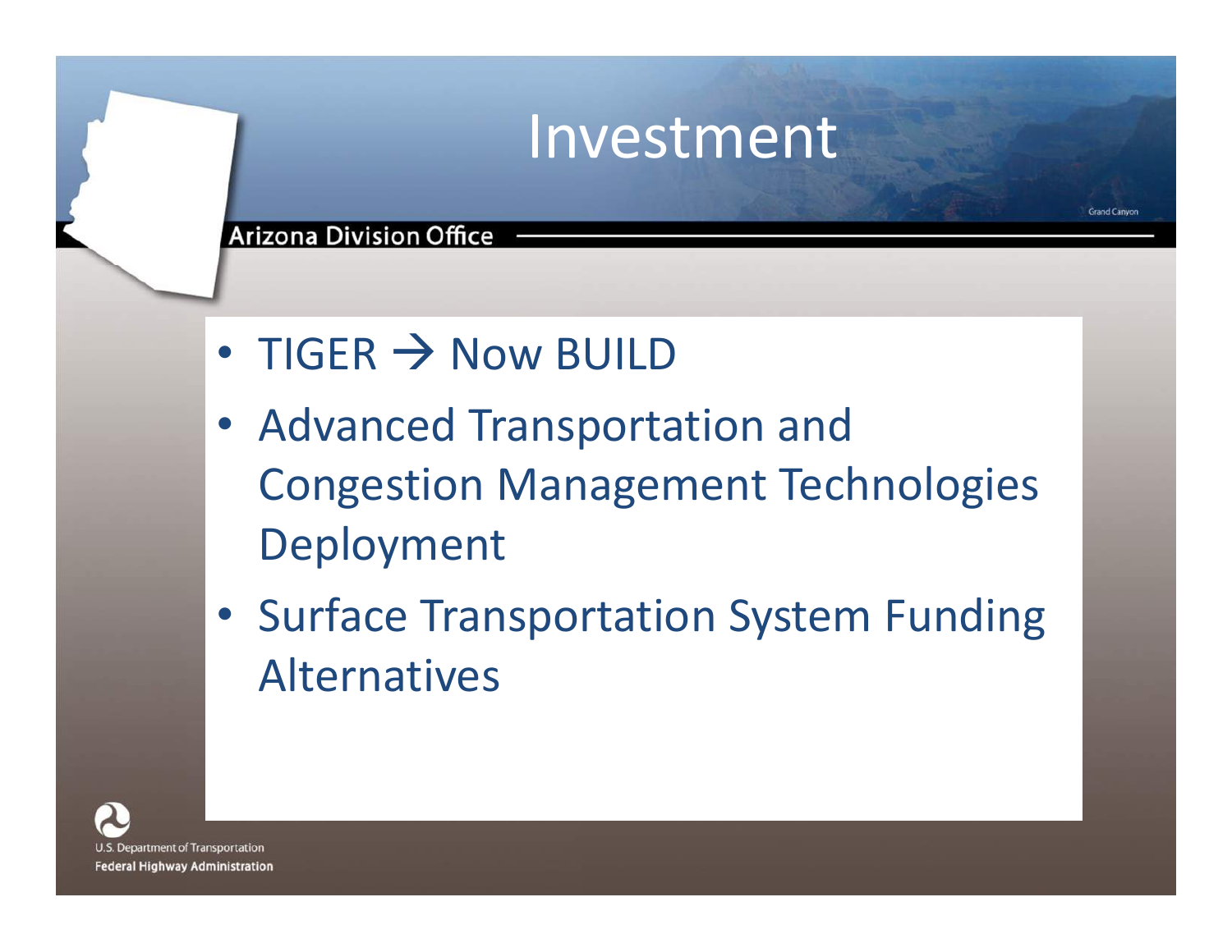# Investment

- TIGER → Now BUILD
- Advanced Transportation and Congestion Management Technologies Deployment
- Surface Transportation System Funding Alternatives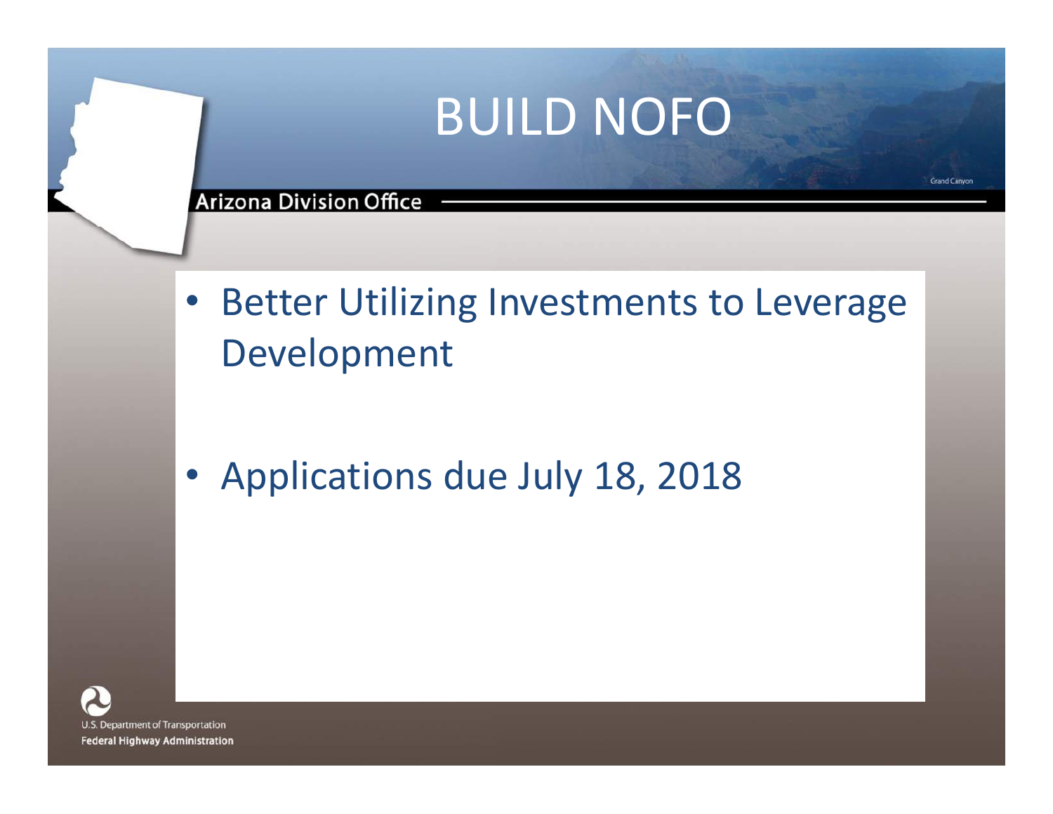# BUILD NOFO

- Better Utilizing Investments to Leverage Development

- Applications due July 18, 2018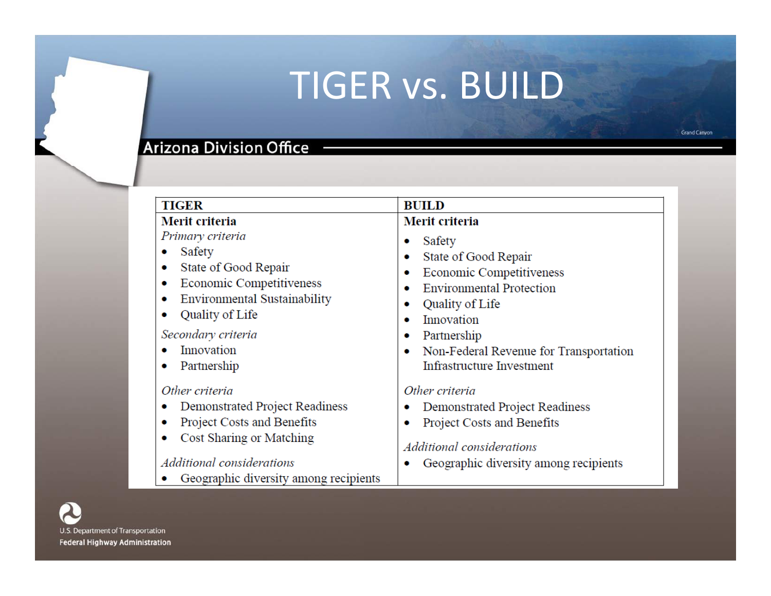# TIGER vs. BUILD

Arizona Division Office

| TIGER | BUILD |
|---|---|
| **Merit criteria**<br>*Primary criteria*<br>• Safety<br>• State of Good Repair<br>• Economic Competitiveness<br>• Environmental Sustainability<br>• Quality of Life<br>*Secondary criteria*<br>• Innovation<br>• Partnership<br><br>*Other criteria*<br>• Demonstrated Project Readiness<br>• Project Costs and Benefits<br>• Cost Sharing or Matching<br><br>*Additional considerations*<br>• Geographic diversity among recipients | **Merit criteria**<br>• Safety<br>• State of Good Repair<br>• Economic Competitiveness<br>• Environmental Protection<br>• Quality of Life<br>• Innovation<br>• Partnership<br>• Non-Federal Revenue for Transportation Infrastructure Investment<br><br>*Other criteria*<br>• Demonstrated Project Readiness<br>• Project Costs and Benefits<br><br>*Additional considerations*<br>• Geographic diversity among recipients |

U.S. Department of Transportation
Federal Highway Administration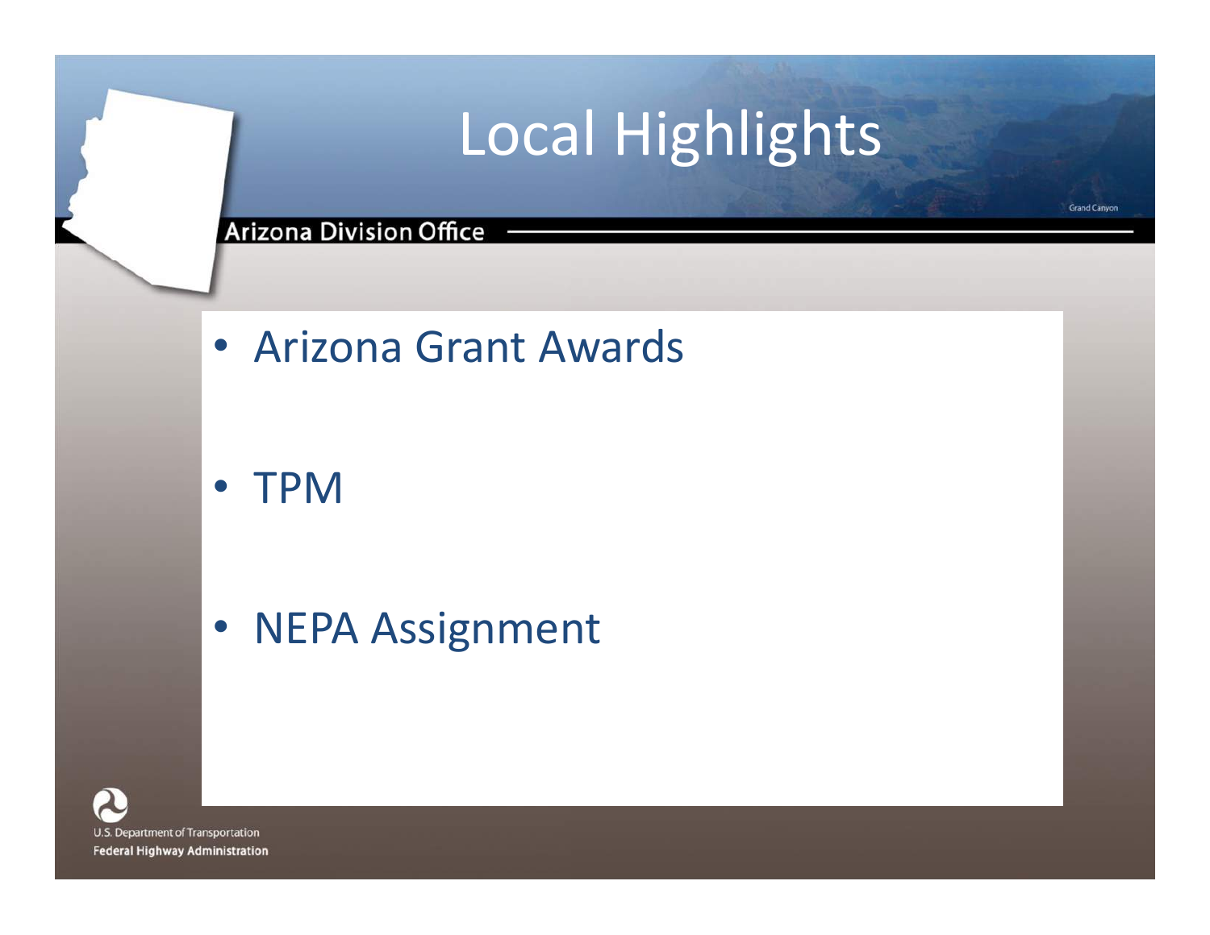# Local Highlights

Arizona Division Office

- Arizona Grant Awards
- TPM
- NEPA Assignment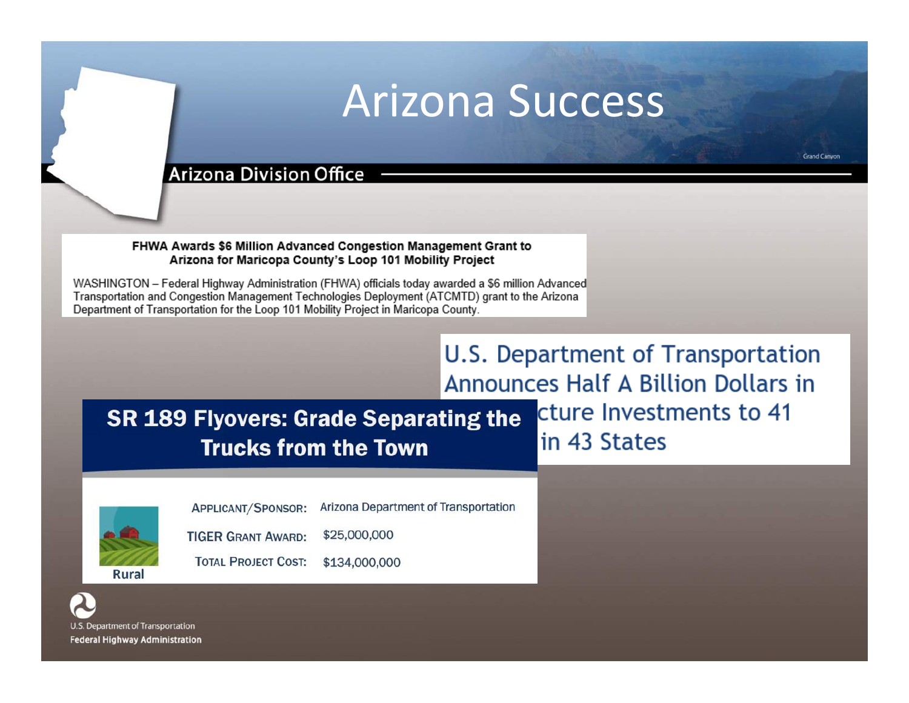# Arizona Success

## Arizona Division Office

**FHWA Awards $6 Million Advanced Congestion Management Grant to Arizona for Maricopa County's Loop 101 Mobility Project**

WASHINGTON – Federal Highway Administration (FHWA) officials today awarded a $6 million Advanced Transportation and Congestion Management Technologies Deployment (ATCMTD) grant to the Arizona Department of Transportation for the Loop 101 Mobility Project in Maricopa County.

**U.S. Department of Transportation Announces Half A Billion Dollars in ...cture Investments to 41 ... in 43 States**

**SR 189 Flyovers: Grade Separating the Trucks from the Town**

Rural

| | |
|---|---|
| APPLICANT/SPONSOR: | Arizona Department of Transportation |
| TIGER GRANT AWARD: | $25,000,000 |
| TOTAL PROJECT COST: | $134,000,000 |

U.S. Department of Transportation
Federal Highway Administration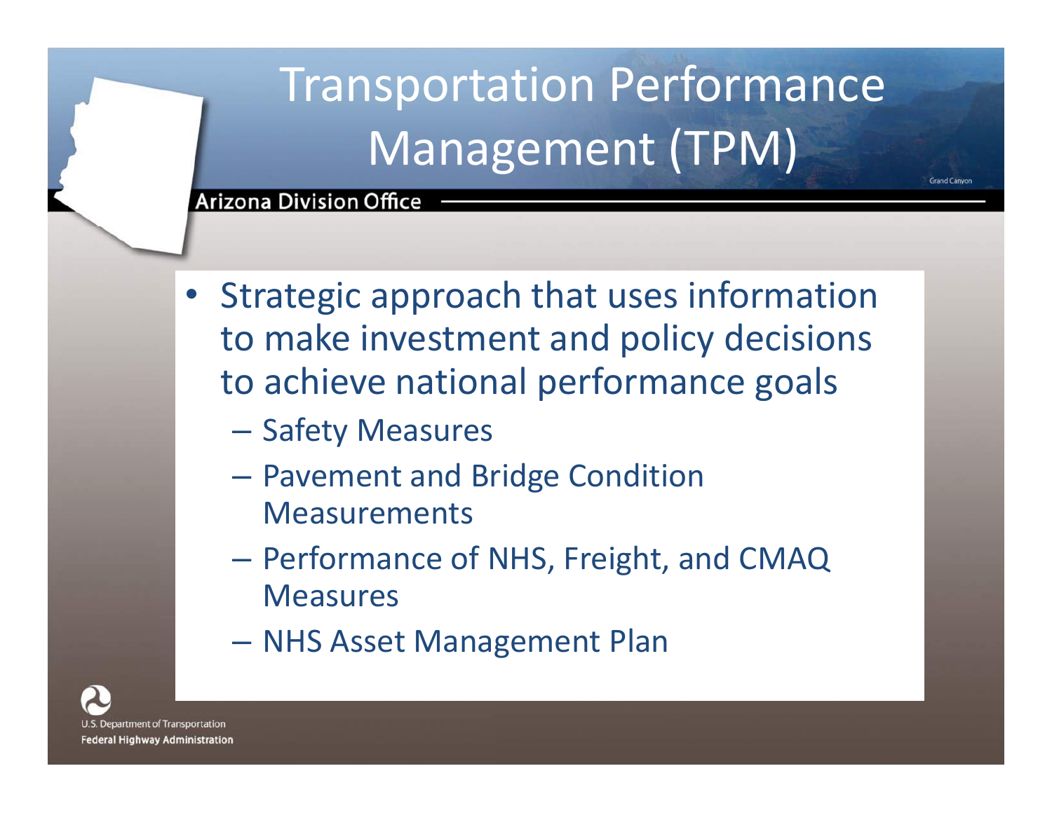# Transportation Performance Management (TPM)

Arizona Division Office

- Strategic approach that uses information to make investment and policy decisions to achieve national performance goals
  - Safety Measures
  - Pavement and Bridge Condition Measurements
  - Performance of NHS, Freight, and CMAQ Measures
  - NHS Asset Management Plan

U.S. Department of Transportation
Federal Highway Administration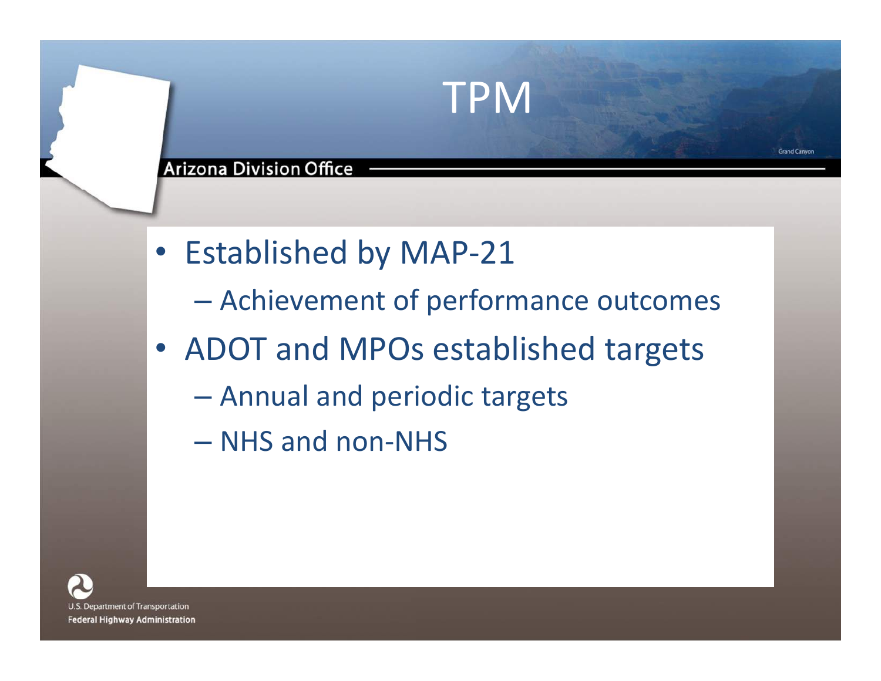# TPM

- Established by MAP-21
  - Achievement of performance outcomes
- ADOT and MPOs established targets
  - Annual and periodic targets
  - NHS and non-NHS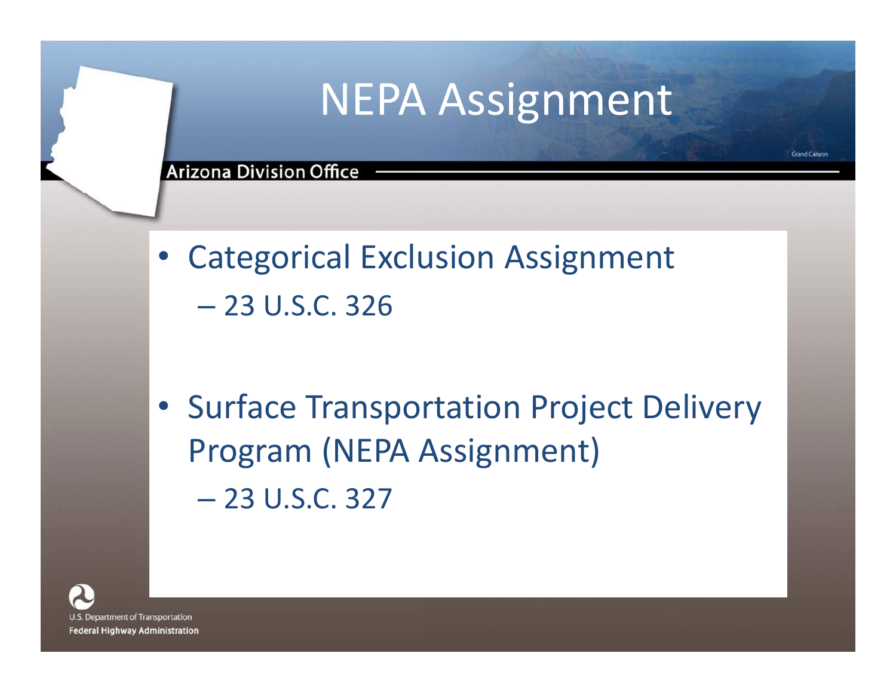# NEPA Assignment

- Categorical Exclusion Assignment
  - 23 U.S.C. 326
- Surface Transportation Project Delivery Program (NEPA Assignment)
  - 23 U.S.C. 327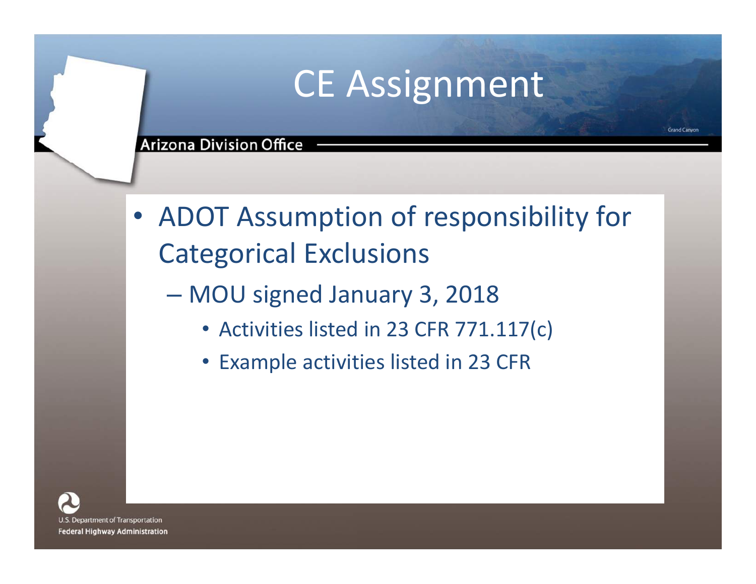# CE Assignment

Arizona Division Office

- ADOT Assumption of responsibility for Categorical Exclusions
  - MOU signed January 3, 2018
    - Activities listed in 23 CFR 771.117(c)
    - Example activities listed in 23 CFR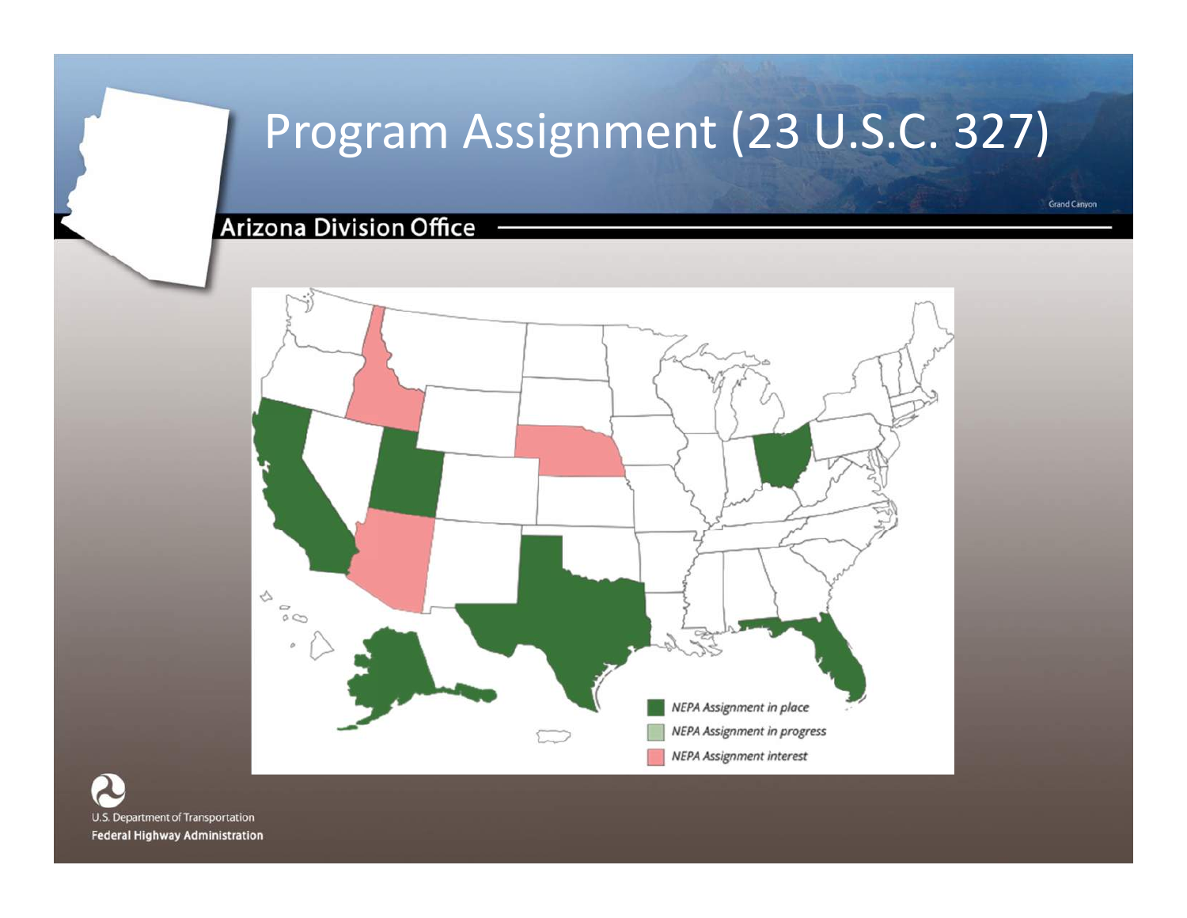# Program Assignment (23 U.S.C. 327)

Arizona Division Office

- NEPA Assignment in place
- NEPA Assignment in progress
- NEPA Assignment interest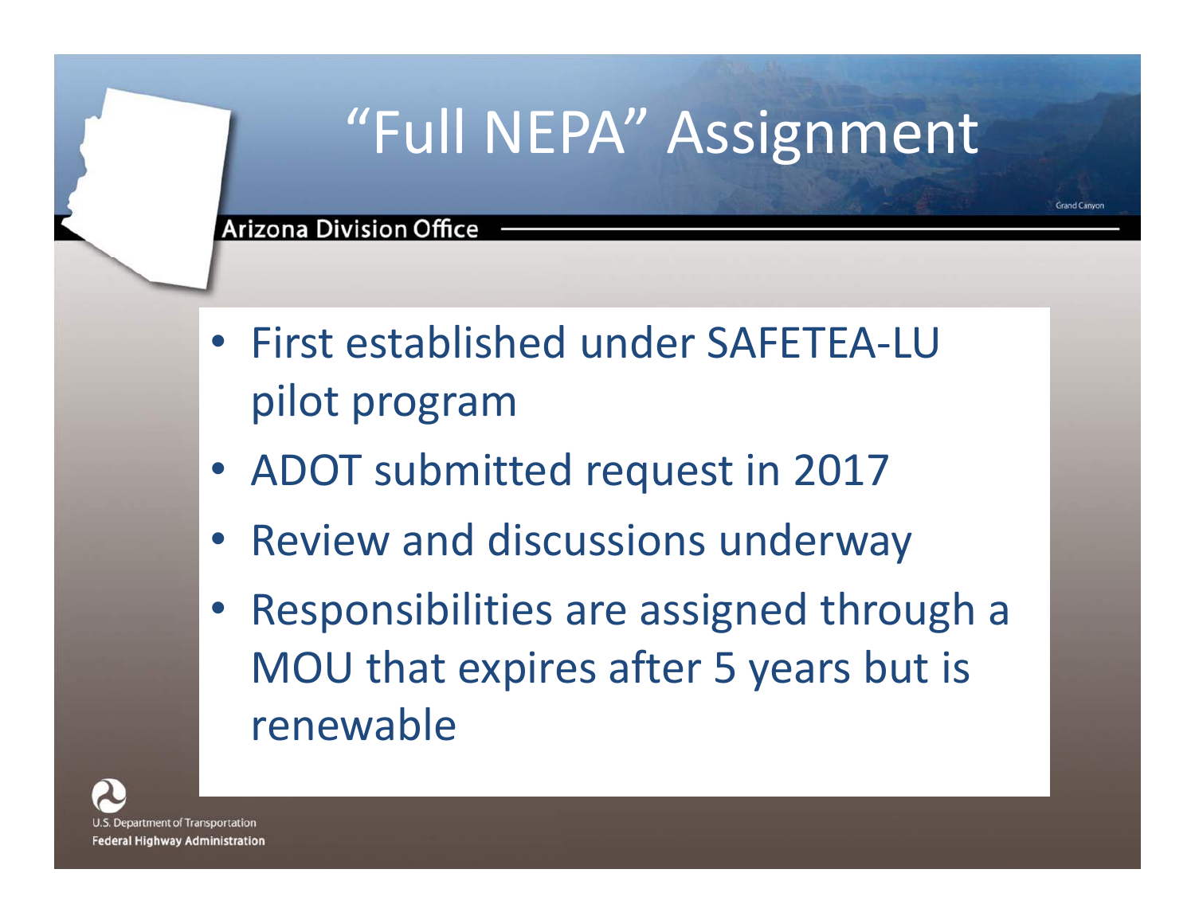# "Full NEPA" Assignment

- First established under SAFETEA-LU pilot program
- ADOT submitted request in 2017
- Review and discussions underway
- Responsibilities are assigned through a MOU that expires after 5 years but is renewable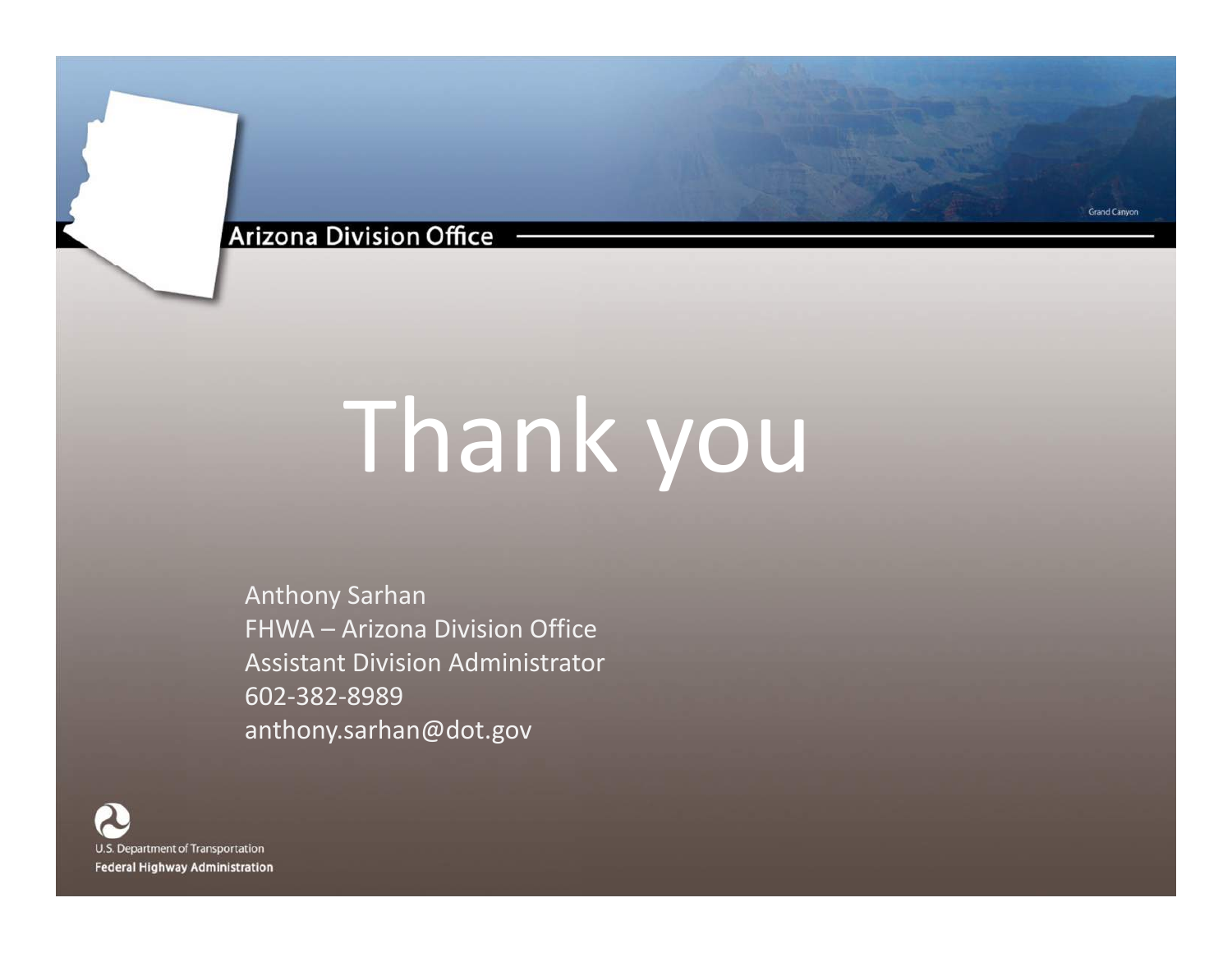Arizona Division Office

# Thank you

Anthony Sarhan
FHWA – Arizona Division Office
Assistant Division Administrator
602-382-8989
anthony.sarhan@dot.gov

U.S. Department of Transportation
Federal Highway Administration